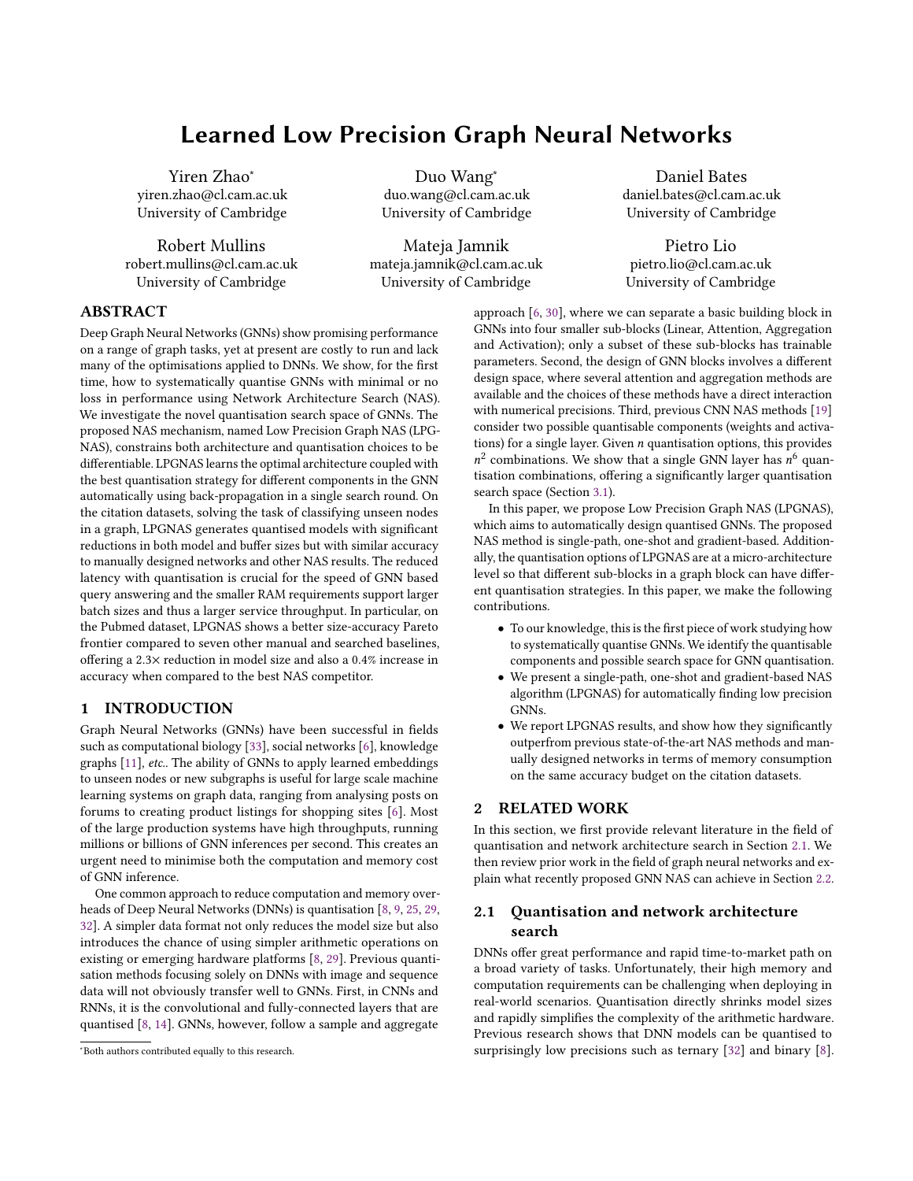# Learned Low Precision Graph Neural Networks

Yiren Zhao*
yiren.zhao@cl.cam.ac.uk
University of Cambridge

Duo Wang*
duo.wang@cl.cam.ac.uk
University of Cambridge

Daniel Bates
daniel.bates@cl.cam.ac.uk
University of Cambridge

Robert Mullins
robert.mullins@cl.cam.ac.uk
University of Cambridge

Mateja Jamnik
mateja.jamnik@cl.cam.ac.uk
University of Cambridge

Pietro Lio
pietro.lio@cl.cam.ac.uk
University of Cambridge

## ABSTRACT

Deep Graph Neural Networks (GNNs) show promising performance on a range of graph tasks, yet at present are costly to run and lack many of the optimisations applied to DNNs. We show, for the first time, how to systematically quantise GNNs with minimal or no loss in performance using Network Architecture Search (NAS). We investigate the novel quantisation search space of GNNs. The proposed NAS mechanism, named Low Precision Graph NAS (LPGNAS), constrains both architecture and quantisation choices to be differentiable. LPGNAS learns the optimal architecture coupled with the best quantisation strategy for different components in the GNN automatically using back-propagation in a single search round. On the citation datasets, solving the task of classifying unseen nodes in a graph, LPGNAS generates quantised models with significant reductions in both model and buffer sizes but with similar accuracy to manually designed networks and other NAS results. The reduced latency with quantisation is crucial for the speed of GNN based query answering and the smaller RAM requirements support larger batch sizes and thus a larger service throughput. In particular, on the Pubmed dataset, LPGNAS shows a better size-accuracy Pareto frontier compared to seven other manual and searched baselines, offering a 2.3× reduction in model size and also a 0.4% increase in accuracy when compared to the best NAS competitor.

## 1 INTRODUCTION

Graph Neural Networks (GNNs) have been successful in fields such as computational biology [33], social networks [6], knowledge graphs [11], *etc.*. The ability of GNNs to apply learned embeddings to unseen nodes or new subgraphs is useful for large scale machine learning systems on graph data, ranging from analysing posts on forums to creating product listings for shopping sites [6]. Most of the large production systems have high throughputs, running millions or billions of GNN inferences per second. This creates an urgent need to minimise both the computation and memory cost of GNN inference.

One common approach to reduce computation and memory overheads of Deep Neural Networks (DNNs) is quantisation [8, 9, 25, 29, 32]. A simpler data format not only reduces the model size but also introduces the chance of using simpler arithmetic operations on existing or emerging hardware platforms [8, 29]. Previous quantisation methods focusing solely on DNNs with image and sequence data will not obviously transfer well to GNNs. First, in CNNs and RNNs, it is the convolutional and fully-connected layers that are quantised [8, 14]. GNNs, however, follow a sample and aggregate approach [6, 30], where we can separate a basic building block in GNNs into four smaller sub-blocks (Linear, Attention, Aggregation and Activation); only a subset of these sub-blocks has trainable parameters. Second, the design of GNN blocks involves a different design space, where several attention and aggregation methods are available and the choices of these methods have a direct interaction with numerical precisions. Third, previous CNN NAS methods [19] consider two possible quantisable components (weights and activations) for a single layer. Given $n$ quantisation options, this provides $n^2$ combinations. We show that a single GNN layer has $n^6$ quantisation combinations, offering a significantly larger quantisation search space (Section 3.1).

In this paper, we propose Low Precision Graph NAS (LPGNAS), which aims to automatically design quantised GNNs. The proposed NAS method is single-path, one-shot and gradient-based. Additionally, the quantisation options of LPGNAS are at a micro-architecture level so that different sub-blocks in a graph block can have different quantisation strategies. In this paper, we make the following contributions.

- To our knowledge, this is the first piece of work studying how to systematically quantise GNNs. We identify the quantisable components and possible search space for GNN quantisation.
- We present a single-path, one-shot and gradient-based NAS algorithm (LPGNAS) for automatically finding low precision GNNs.
- We report LPGNAS results, and show how they significantly outperfrom previous state-of-the-art NAS methods and manually designed networks in terms of memory consumption on the same accuracy budget on the citation datasets.

## 2 RELATED WORK

In this section, we first provide relevant literature in the field of quantisation and network architecture search in Section 2.1. We then review prior work in the field of graph neural networks and explain what recently proposed GNN NAS can achieve in Section 2.2.

### 2.1 Quantisation and network architecture search

DNNs offer great performance and rapid time-to-market path on a broad variety of tasks. Unfortunately, their high memory and computation requirements can be challenging when deploying in real-world scenarios. Quantisation directly shrinks model sizes and rapidly simplifies the complexity of the arithmetic hardware. Previous research shows that DNN models can be quantised to surprisingly low precisions such as ternary [32] and binary [8].

*Both authors contributed equally to this research.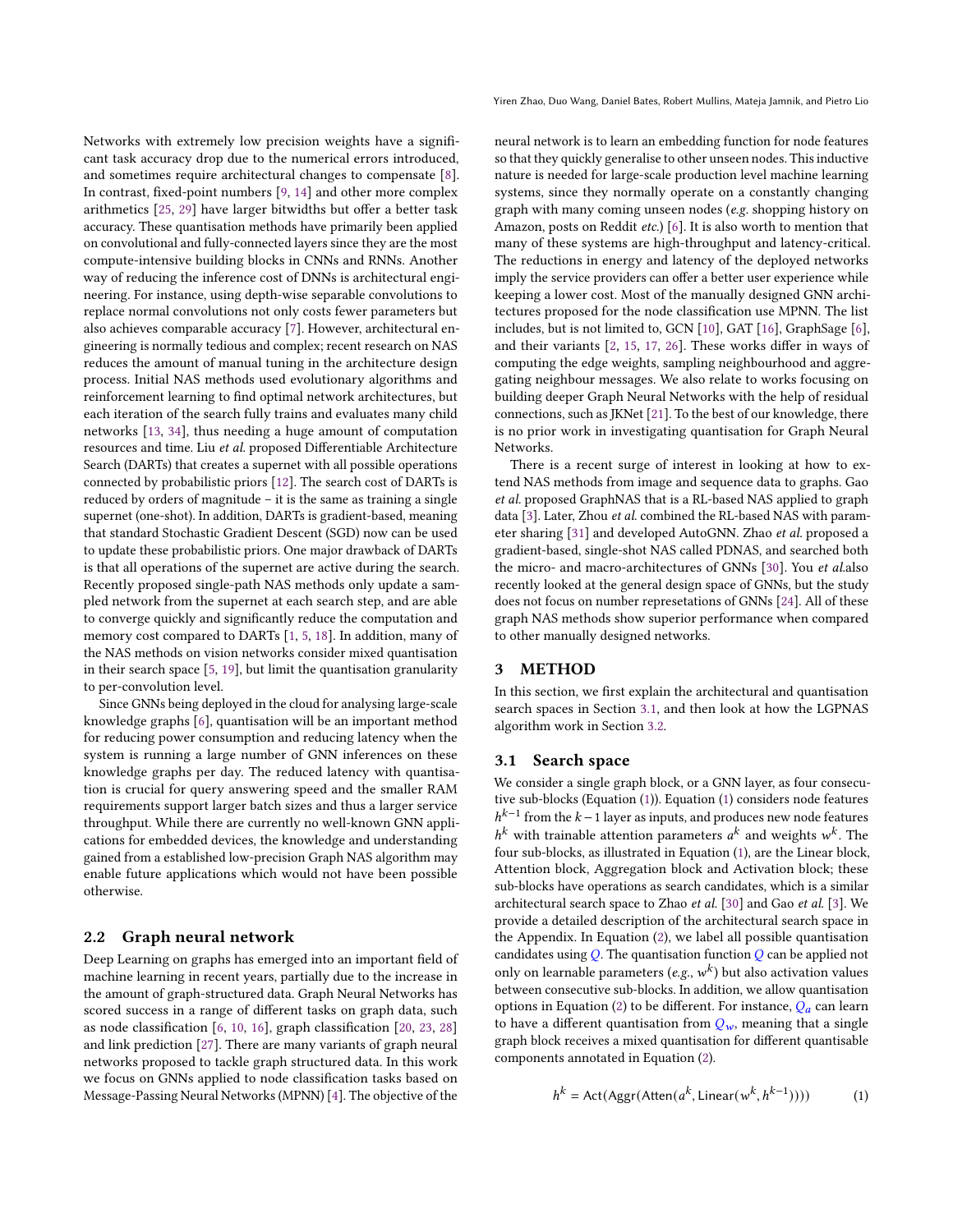Networks with extremely low precision weights have a significant task accuracy drop due to the numerical errors introduced, and sometimes require architectural changes to compensate [8]. In contrast, fixed-point numbers [9, 14] and other more complex arithmetics [25, 29] have larger bitwidths but offer a better task accuracy. These quantisation methods have primarily been applied on convolutional and fully-connected layers since they are the most compute-intensive building blocks in CNNs and RNNs. Another way of reducing the inference cost of DNNs is architectural engineering. For instance, using depth-wise separable convolutions to replace normal convolutions not only costs fewer parameters but also achieves comparable accuracy [7]. However, architectural engineering is normally tedious and complex; recent research on NAS reduces the amount of manual tuning in the architecture design process. Initial NAS methods used evolutionary algorithms and reinforcement learning to find optimal network architectures, but each iteration of the search fully trains and evaluates many child networks [13, 34], thus needing a huge amount of computation resources and time. Liu *et al.* proposed Differentiable Architecture Search (DARTs) that creates a supernet with all possible operations connected by probabilistic priors [12]. The search cost of DARTs is reduced by orders of magnitude – it is the same as training a single supernet (one-shot). In addition, DARTs is gradient-based, meaning that standard Stochastic Gradient Descent (SGD) now can be used to update these probabilistic priors. One major drawback of DARTs is that all operations of the supernet are active during the search. Recently proposed single-path NAS methods only update a sampled network from the supernet at each search step, and are able to converge quickly and significantly reduce the computation and memory cost compared to DARTs [1, 5, 18]. In addition, many of the NAS methods on vision networks consider mixed quantisation in their search space [5, 19], but limit the quantisation granularity to per-convolution level.

Since GNNs being deployed in the cloud for analysing large-scale knowledge graphs [6], quantisation will be an important method for reducing power consumption and reducing latency when the system is running a large number of GNN inferences on these knowledge graphs per day. The reduced latency with quantisation is crucial for query answering speed and the smaller RAM requirements support larger batch sizes and thus a larger service throughput. While there are currently no well-known GNN applications for embedded devices, the knowledge and understanding gained from a established low-precision Graph NAS algorithm may enable future applications which would not have been possible otherwise.

## 2.2 Graph neural network

Deep Learning on graphs has emerged into an important field of machine learning in recent years, partially due to the increase in the amount of graph-structured data. Graph Neural Networks has scored success in a range of different tasks on graph data, such as node classification [6, 10, 16], graph classification [20, 23, 28] and link prediction [27]. There are many variants of graph neural networks proposed to tackle graph structured data. In this work we focus on GNNs applied to node classification tasks based on Message-Passing Neural Networks (MPNN) [4]. The objective of the neural network is to learn an embedding function for node features so that they quickly generalise to other unseen nodes. This inductive nature is needed for large-scale production level machine learning systems, since they normally operate on a constantly changing graph with many coming unseen nodes (*e.g.* shopping history on Amazon, posts on Reddit *etc.*) [6]. It is also worth to mention that many of these systems are high-throughput and latency-critical. The reductions in energy and latency of the deployed networks imply the service providers can offer a better user experience while keeping a lower cost. Most of the manually designed GNN architectures proposed for the node classification use MPNN. The list includes, but is not limited to, GCN [10], GAT [16], GraphSage [6], and their variants [2, 15, 17, 26]. These works differ in ways of computing the edge weights, sampling neighbourhood and aggregating neighbour messages. We also relate to works focusing on building deeper Graph Neural Networks with the help of residual connections, such as JKNet [21]. To the best of our knowledge, there is no prior work in investigating quantisation for Graph Neural Networks.

There is a recent surge of interest in looking at how to extend NAS methods from image and sequence data to graphs. Gao *et al.* proposed GraphNAS that is a RL-based NAS applied to graph data [3]. Later, Zhou *et al.* combined the RL-based NAS with parameter sharing [31] and developed AutoGNN. Zhao *et al.* proposed a gradient-based, single-shot NAS called PDNAS, and searched both the micro- and macro-architectures of GNNs [30]. You *et al.*also recently looked at the general design space of GNNs, but the study does not focus on number represetations of GNNs [24]. All of these graph NAS methods show superior performance when compared to other manually designed networks.

# 3 METHOD

In this section, we first explain the architectural and quantisation search spaces in Section 3.1, and then look at how the LGPNAS algorithm work in Section 3.2.

## 3.1 Search space

We consider a single graph block, or a GNN layer, as four consecutive sub-blocks (Equation (1)). Equation (1) considers node features $h^{k-1}$ from the $k-1$ layer as inputs, and produces new node features $h^k$ with trainable attention parameters $a^k$ and weights $w^k$. The four sub-blocks, as illustrated in Equation (1), are the Linear block, Attention block, Aggregation block and Activation block; these sub-blocks have operations as search candidates, which is a similar architectural search space to Zhao *et al.* [30] and Gao *et al.* [3]. We provide a detailed description of the architectural search space in the Appendix. In Equation (2), we label all possible quantisation candidates using $Q$. The quantisation function $Q$ can be applied not only on learnable parameters (*e.g.*, $w^k$) but also activation values between consecutive sub-blocks. In addition, we allow quantisation options in Equation (2) to be different. For instance, $Q_a$ can learn to have a different quantisation from $Q_w$, meaning that a single graph block receives a mixed quantisation for different quantisable components annotated in Equation (2).

$$h^k = \text{Act}(\text{Aggr}(\text{Atten}(a^k, \text{Linear}(w^k, h^{k-1})))) \qquad (1)$$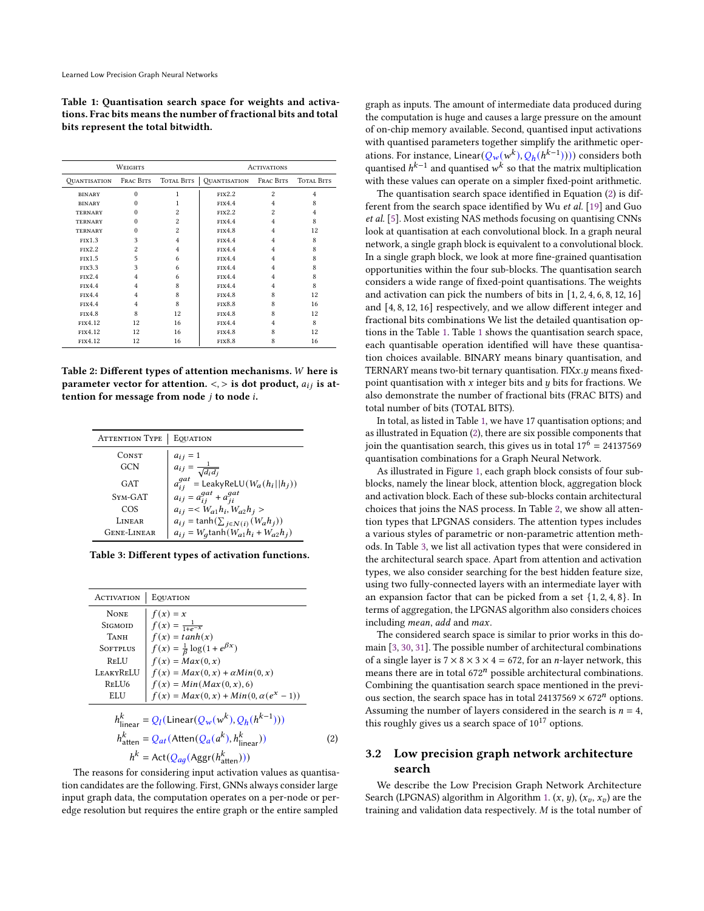**Table 1: Quantisation search space for weights and activations. Frac bits means the number of fractional bits and total bits represent the total bitwidth.**

| Weights | | | Activations | | |
|---|---|---|---|---|---|
| Quantisation | Frac Bits | Total Bits | Quantisation | Frac Bits | Total Bits |
| binary | 0 | 1 | fix2.2 | 2 | 4 |
| binary | 0 | 1 | fix4.4 | 4 | 8 |
| ternary | 0 | 2 | fix2.2 | 2 | 4 |
| ternary | 0 | 2 | fix4.4 | 4 | 8 |
| ternary | 0 | 2 | fix4.8 | 4 | 12 |
| fix1.3 | 3 | 4 | fix4.4 | 4 | 8 |
| fix2.2 | 2 | 4 | fix4.4 | 4 | 8 |
| fix1.5 | 5 | 6 | fix4.4 | 4 | 8 |
| fix3.3 | 3 | 6 | fix4.4 | 4 | 8 |
| fix2.4 | 4 | 6 | fix4.4 | 4 | 8 |
| fix4.4 | 4 | 8 | fix4.4 | 4 | 8 |
| fix4.4 | 4 | 8 | fix4.8 | 8 | 12 |
| fix4.4 | 4 | 8 | fix8.8 | 8 | 16 |
| fix4.8 | 8 | 12 | fix4.8 | 8 | 12 |
| fix4.12 | 12 | 16 | fix4.4 | 4 | 8 |
| fix4.12 | 12 | 16 | fix4.8 | 8 | 12 |
| fix4.12 | 12 | 16 | fix8.8 | 8 | 16 |

**Table 2: Different types of attention mechanisms. $W$ here is parameter vector for attention. $<,>$ is dot product, $a_{ij}$ is attention for message from node $j$ to node $i$.**

| Attention Type | Equation |
|---|---|
| Const | $a_{ij} = 1$ |
| GCN | $a_{ij} = \frac{1}{\sqrt{d_i d_j}}$ |
| GAT | $a_{ij}^{gat} = \text{LeakyReLU}(W_a(h_i \vert\vert h_j))$ |
| Sym-GAT | $a_{ij} = a_{ij}^{gat} + a_{ji}^{gat}$ |
| COS | $a_{ij} = < W_{a1} h_i, W_{a2} h_j >$ |
| Linear | $a_{ij} = \tanh(\sum_{j \in N(i)} (W_a h_j))$ |
| Gene-Linear | $a_{ij} = W_g \tanh(W_{a1} h_i + W_{a2} h_j)$ |

**Table 3: Different types of activation functions.**

| Activation | Equation |
|---|---|
| None | $f(x) = x$ |
| Sigmoid | $f(x) = \frac{1}{1+e^{-x}}$ |
| Tanh | $f(x) = tanh(x)$ |
| Softplus | $f(x) = \frac{1}{\beta} \log(1 + e^{\beta x})$ |
| ReLU | $f(x) = Max(0, x)$ |
| LeakyReLU | $f(x) = Max(0, x) + \alpha Min(0, x)$ |
| ReLU6 | $f(x) = Min(Max(0, x), 6)$ |
| ELU | $f(x) = Max(0, x) + Min(0, \alpha(e^x - 1))$ |

$$
\begin{aligned}
h^k_{\text{linear}} &= Q_l(\text{Linear}(Q_w(w^k), Q_h(h^{k-1}))) \\
h^k_{\text{atten}} &= Q_{at}(\text{Atten}(Q_a(a^k), h^k_{\text{linear}})) \\
h^k &= \text{Act}(Q_{ag}(\text{Aggr}(h^k_{\text{atten}})))
\end{aligned} \tag{2}
$$

The reasons for considering input activation values as quantisation candidates are the following. First, GNNs always consider large input graph data, the computation operates on a per-node or per-edge resolution but requires the entire graph or the entire sampled graph as inputs. The amount of intermediate data produced during the computation is huge and causes a large pressure on the amount of on-chip memory available. Second, quantised input activations with quantised parameters together simplify the arithmetic operations. For instance, $\text{Linear}(Q_w(w^k), Q_h(h^{k-1})))$ considers both quantised $h^{k-1}$ and quantised $w^k$ so that the matrix multiplication with these values can operate on a simpler fixed-point arithmetic.

The quantisation search space identified in Equation (2) is different from the search space identified by Wu *et al.* [19] and Guo *et al.* [5]. Most existing NAS methods focusing on quantising CNNs look at quantisation at each convolutional block. In a graph neural network, a single graph block is equivalent to a convolutional block. In a single graph block, we look at more fine-grained quantisation opportunities within the four sub-blocks. The quantisation search considers a wide range of fixed-point quantisations. The weights and activation can pick the numbers of bits in $[1, 2, 4, 6, 8, 12, 16]$ and $[4, 8, 12, 16]$ respectively, and we allow different integer and fractional bits combinations We list the detailed quantisation options in the Table 1. Table 1 shows the quantisation search space, each quantisable operation identified will have these quantisation choices available. BINARY means binary quantisation, and TERNARY means two-bit ternary quantisation. FIX$x.y$ means fixed-point quantisation with $x$ integer bits and $y$ bits for fractions. We also demonstrate the number of fractional bits (FRAC BITS) and total number of bits (TOTAL BITS).

In total, as listed in Table 1, we have 17 quantisation options; and as illustrated in Equation (2), there are six possible components that join the quantisation search, this gives us in total $17^6 = 24137569$ quantisation combinations for a Graph Neural Network.

As illustrated in Figure 1, each graph block consists of four sub-blocks, namely the linear block, attention block, aggregation block and activation block. Each of these sub-blocks contain architectural choices that joins the NAS process. In Table 2, we show all attention types that LPGNAS considers. The attention types includes a various styles of parametric or non-parametric attention methods. In Table 3, we list all activation types that were considered in the architectural search space. Apart from attention and activation types, we also consider searching for the best hidden feature size, using two fully-connected layers with an intermediate layer with an expansion factor that can be picked from a set $\{1, 2, 4, 8\}$. In terms of aggregation, the LPGNAS algorithm also considers choices including *mean*, *add* and *max*.

The considered search space is similar to prior works in this domain [3, 30, 31]. The possible number of architectural combinations of a single layer is $7 \times 8 \times 3 \times 4 = 672$, for an $n$-layer network, this means there are in total $672^n$ possible architectural combinations. Combining the quantisation search space mentioned in the previous section, the search space has in total $24137569 \times 672^n$ options. Assuming the number of layers considered in the search is $n = 4$, this roughly gives us a search space of $10^{17}$ options.

### 3.2 Low precision graph network architecture search

We describe the Low Precision Graph Network Architecture Search (LPGNAS) algorithm in Algorithm 1. $(x, y)$, $(x_v, x_v)$ are the training and validation data respectively. $M$ is the total number of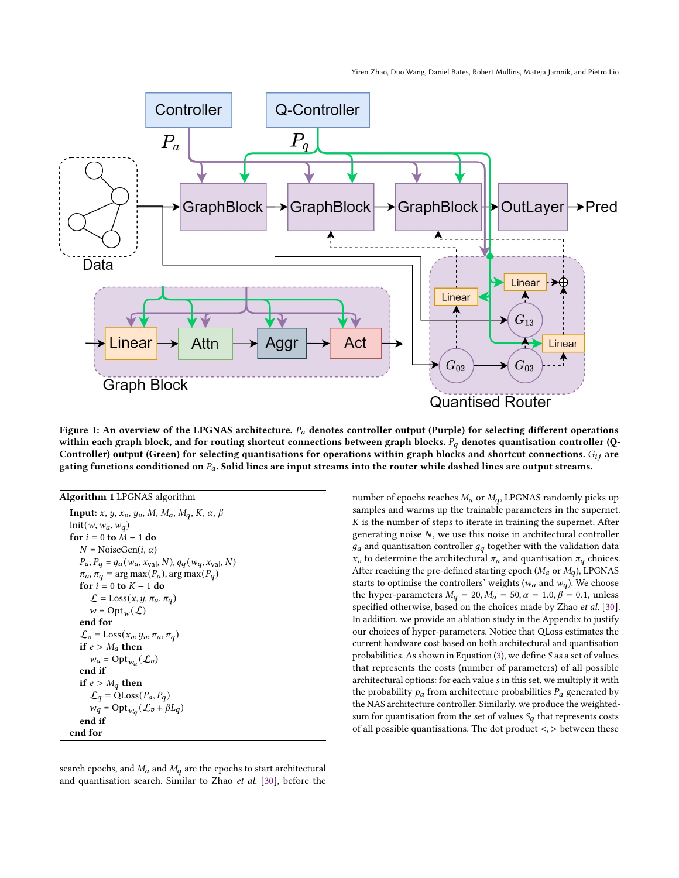**Figure 1: An overview of the LPGNAS architecture. $P_a$ denotes controller output (Purple) for selecting different operations within each graph block, and for routing shortcut connections between graph blocks. $P_q$ denotes quantisation controller (Q-Controller) output (Green) for selecting quantisations for operations within graph blocks and shortcut connections. $G_{ij}$ are gating functions conditioned on $P_a$. Solid lines are input streams into the router while dashed lines are output streams.**

---

**Algorithm 1** LPGNAS algorithm

```
Input: x, y, x_v, y_v, M, M_a, M_q, K, α, β
Init(w, w_a, w_q)
for i = 0 to M − 1 do
    N = NoiseGen(i, α)
    P_a, P_q = g_a(w_a, x_val, N), g_q(w_q, x_val, N)
    π_a, π_q = arg max(P_a), arg max(P_q)
    for i = 0 to K − 1 do
        L = Loss(x, y, π_a, π_q)
        w = Opt_w(L)
    end for
    L_v = Loss(x_v, y_v, π_a, π_q)
    if e > M_a then
        w_a = Opt_{w_a}(L_v)
    end if
    if e > M_q then
        L_q = QLoss(P_a, P_q)
        w_q = Opt_{w_q}(L_v + βL_q)
    end if
end for
```

---

search epochs, and $M_a$ and $M_q$ are the epochs to start architectural and quantisation search. Similar to Zhao *et al.* [30], before the number of epochs reaches $M_a$ or $M_q$, LPGNAS randomly picks up samples and warms up the trainable parameters in the supernet. $K$ is the number of steps to iterate in training the supernet. After generating noise $N$, we use this noise in architectural controller $g_a$ and quantisation controller $g_q$ together with the validation data $x_v$ to determine the architectural $\pi_a$ and quantisation $\pi_q$ choices. After reaching the pre-defined starting epoch ($M_a$ or $M_q$), LPGNAS starts to optimise the controllers' weights ($w_a$ and $w_q$). We choose the hyper-parameters $M_q = 20, M_a = 50, \alpha = 1.0, \beta = 0.1$, unless specified otherwise, based on the choices made by Zhao *et al.* [30]. In addition, we provide an ablation study in the Appendix to justify our choices of hyper-parameters. Notice that QLoss estimates the current hardware cost based on both architectural and quantisation probabilities. As shown in Equation (3), we define $S$ as a set of values that represents the costs (number of parameters) of all possible architectural options: for each value $s$ in this set, we multiply it with the probability $p_a$ from architecture probabilities $P_a$ generated by the NAS architecture controller. Similarly, we produce the weighted-sum for quantisation from the set of values $S_q$ that represents costs of all possible quantisations. The dot product $<,>$ between these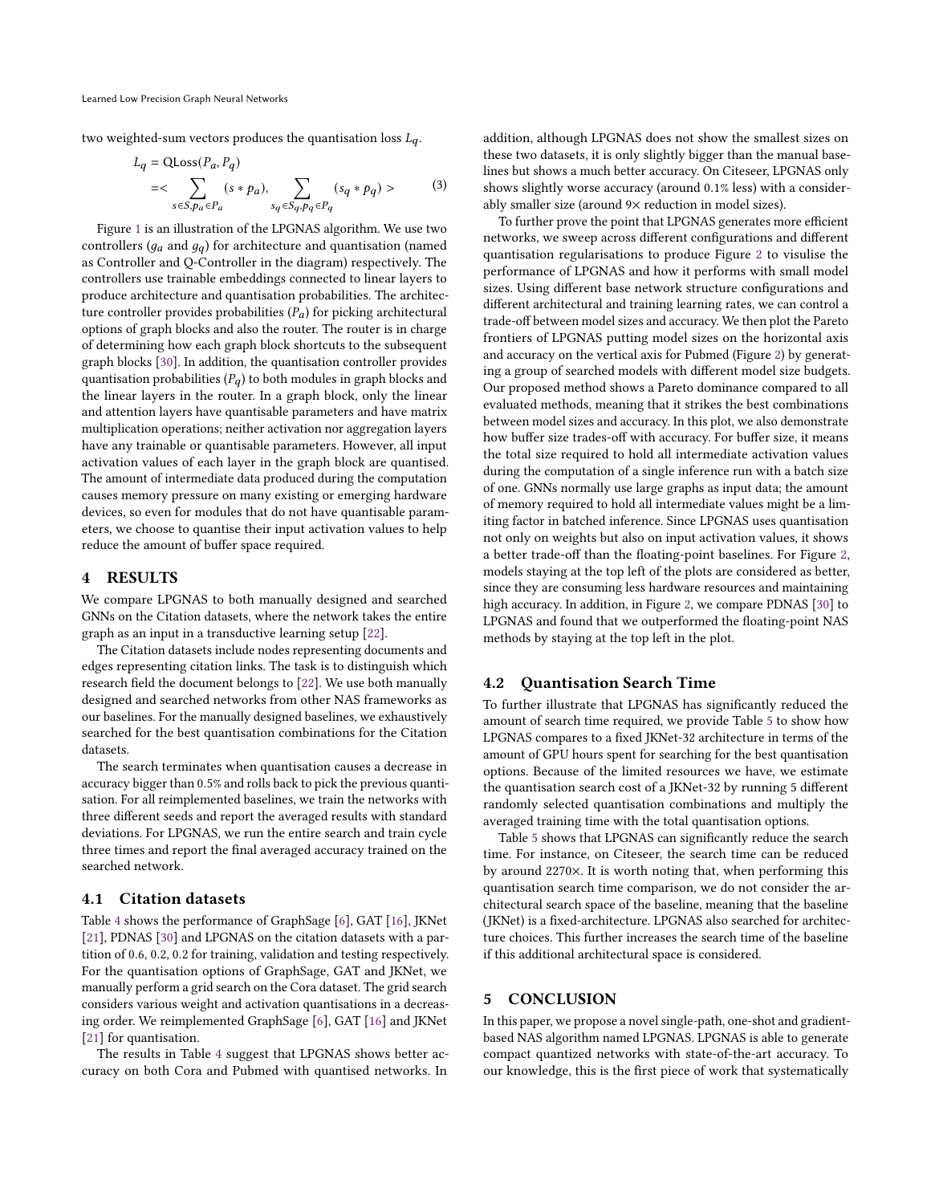two weighted-sum vectors produces the quantisation loss $L_q$.

$$
\begin{aligned}
L_q &= \text{QLoss}(P_a, P_q) \\
&= < \sum_{s \in S, p_a \in P_a} (s * p_a), \sum_{s_q \in S_q, p_q \in P_q} (s_q * p_q) >
\end{aligned}
\tag{3}
$$

Figure 1 is an illustration of the LPGNAS algorithm. We use two controllers ($g_a$ and $g_q$) for architecture and quantisation (named as Controller and Q-Controller in the diagram) respectively. The controllers use trainable embeddings connected to linear layers to produce architecture and quantisation probabilities. The architecture controller provides probabilities ($P_a$) for picking architectural options of graph blocks and also the router. The router is in charge of determining how each graph block shortcuts to the subsequent graph blocks [30]. In addition, the quantisation controller provides quantisation probabilities ($P_q$) to both modules in graph blocks and the linear layers in the router. In a graph block, only the linear and attention layers have quantisable parameters and have matrix multiplication operations; neither activation nor aggregation layers have any trainable or quantisable parameters. However, all input activation values of each layer in the graph block are quantised. The amount of intermediate data produced during the computation causes memory pressure on many existing or emerging hardware devices, so even for modules that do not have quantisable parameters, we choose to quantise their input activation values to help reduce the amount of buffer space required.

## 4 RESULTS

We compare LPGNAS to both manually designed and searched GNNs on the Citation datasets, where the network takes the entire graph as an input in a transductive learning setup [22].

The Citation datasets include nodes representing documents and edges representing citation links. The task is to distinguish which research field the document belongs to [22]. We use both manually designed and searched networks from other NAS frameworks as our baselines. For the manually designed baselines, we exhaustively searched for the best quantisation combinations for the Citation datasets.

The search terminates when quantisation causes a decrease in accuracy bigger than 0.5% and rolls back to pick the previous quantisation. For all reimplemented baselines, we train the networks with three different seeds and report the averaged results with standard deviations. For LPGNAS, we run the entire search and train cycle three times and report the final averaged accuracy trained on the searched network.

### 4.1 Citation datasets

Table 4 shows the performance of GraphSage [6], GAT [16], JKNet [21], PDNAS [30] and LPGNAS on the citation datasets with a partition of 0.6, 0.2, 0.2 for training, validation and testing respectively. For the quantisation options of GraphSage, GAT and JKNet, we manually perform a grid search on the Cora dataset. The grid search considers various weight and activation quantisations in a decreasing order. We reimplemented GraphSage [6], GAT [16] and JKNet [21] for quantisation.

The results in Table 4 suggest that LPGNAS shows better accuracy on both Cora and Pubmed with quantised networks. In addition, although LPGNAS does not show the smallest sizes on these two datasets, it is only slightly bigger than the manual baselines but shows a much better accuracy. On Citeseer, LPGNAS only shows slightly worse accuracy (around 0.1% less) with a considerably smaller size (around 9× reduction in model sizes).

To further prove the point that LPGNAS generates more efficient networks, we sweep across different configurations and different quantisation regularisations to produce Figure 2 to visulise the performance of LPGNAS and how it performs with small model sizes. Using different base network structure configurations and different architectural and training learning rates, we can control a trade-off between model sizes and accuracy. We then plot the Pareto frontiers of LPGNAS putting model sizes on the horizontal axis and accuracy on the vertical axis for Pubmed (Figure 2) by generating a group of searched models with different model size budgets. Our proposed method shows a Pareto dominance compared to all evaluated methods, meaning that it strikes the best combinations between model sizes and accuracy. In this plot, we also demonstrate how buffer size trades-off with accuracy. For buffer size, it means the total size required to hold all intermediate activation values during the computation of a single inference run with a batch size of one. GNNs normally use large graphs as input data; the amount of memory required to hold all intermediate values might be a limiting factor in batched inference. Since LPGNAS uses quantisation not only on weights but also on input activation values, it shows a better trade-off than the floating-point baselines. For Figure 2, models staying at the top left of the plots are considered as better, since they are consuming less hardware resources and maintaining high accuracy. In addition, in Figure 2, we compare PDNAS [30] to LPGNAS and found that we outperformed the floating-point NAS methods by staying at the top left in the plot.

### 4.2 Quantisation Search Time

To further illustrate that LPGNAS has significantly reduced the amount of search time required, we provide Table 5 to show how LPGNAS compares to a fixed JKNet-32 architecture in terms of the amount of GPU hours spent for searching for the best quantisation options. Because of the limited resources we have, we estimate the quantisation search cost of a JKNet-32 by running 5 different randomly selected quantisation combinations and multiply the averaged training time with the total quantisation options.

Table 5 shows that LPGNAS can significantly reduce the search time. For instance, on Citeseer, the search time can be reduced by around 2270×. It is worth noting that, when performing this quantisation search time comparison, we do not consider the architectural search space of the baseline, meaning that the baseline (JKNet) is a fixed-architecture. LPGNAS also searched for architecture choices. This further increases the search time of the baseline if this additional architectural space is considered.

## 5 CONCLUSION

In this paper, we propose a novel single-path, one-shot and gradient-based NAS algorithm named LPGNAS. LPGNAS is able to generate compact quantized networks with state-of-the-art accuracy. To our knowledge, this is the first piece of work that systematically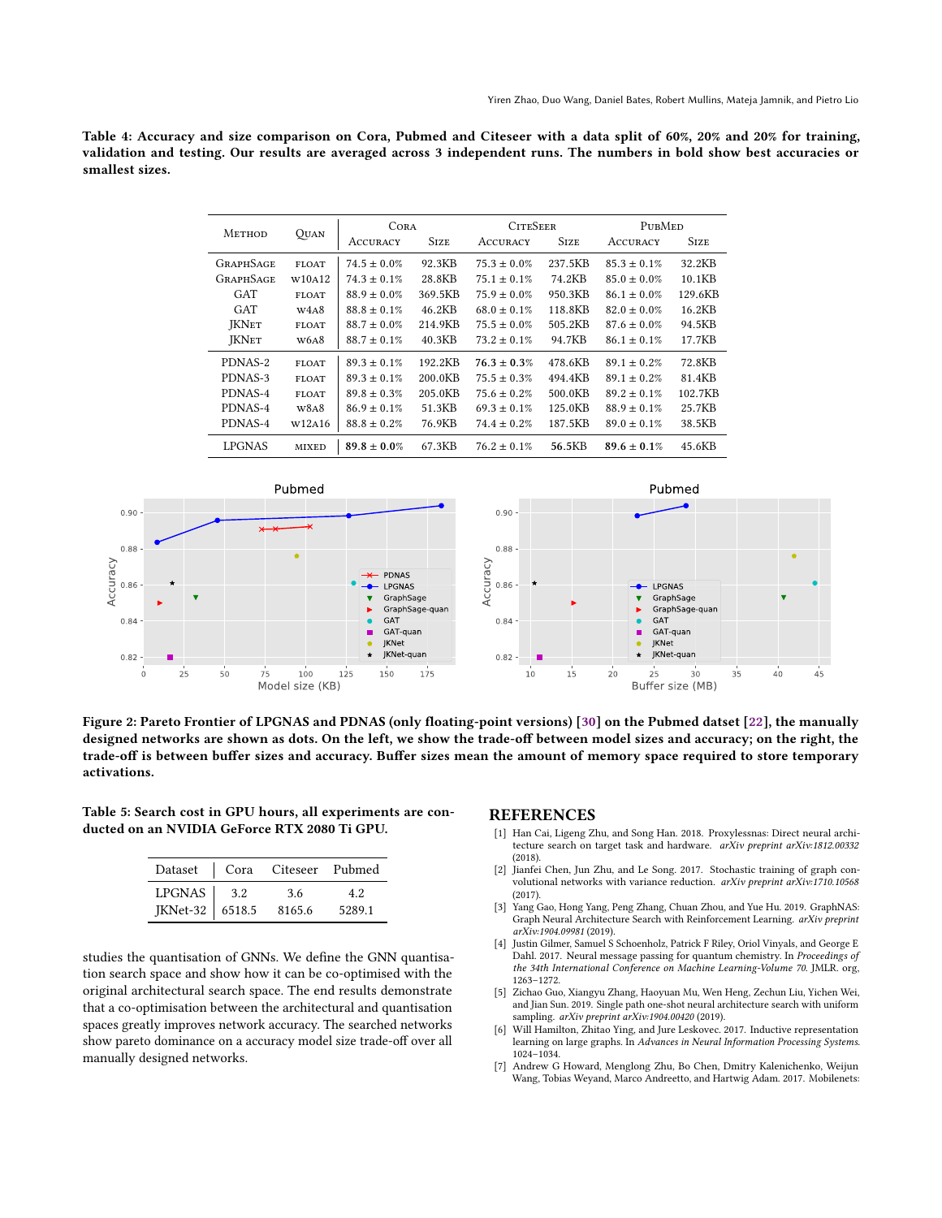**Table 4: Accuracy and size comparison on Cora, Pubmed and Citeseer with a data split of 60%, 20% and 20% for training, validation and testing. Our results are averaged across 3 independent runs. The numbers in bold show best accuracies or smallest sizes.**

| Method | Quan | Cora | | Citeseer | | PubMed | |
|---|---|---|---|---|---|---|---|
| | | Accuracy | Size | Accuracy | Size | Accuracy | Size |
| GraphSage | float | 74.5 ± 0.0% | 92.3KB | 75.3 ± 0.0% | 237.5KB | 85.3 ± 0.1% | 32.2KB |
| GraphSage | w10a12 | 74.3 ± 0.1% | 28.8KB | 75.1 ± 0.1% | 74.2KB | 85.0 ± 0.0% | 10.1KB |
| GAT | float | 88.9 ± 0.0% | 369.5KB | 75.9 ± 0.0% | 950.3KB | 86.1 ± 0.0% | 129.6KB |
| GAT | w4a8 | 88.8 ± 0.1% | 46.2KB | 68.0 ± 0.1% | 118.8KB | 82.0 ± 0.0% | 16.2KB |
| JKNet | float | 88.7 ± 0.0% | 214.9KB | 75.5 ± 0.0% | 505.2KB | 87.6 ± 0.0% | 94.5KB |
| JKNet | w6a8 | 88.7 ± 0.1% | 40.3KB | 73.2 ± 0.1% | 94.7KB | 86.1 ± 0.1% | 17.7KB |
| PDNAS-2 | float | 89.3 ± 0.1% | 192.2KB | **76.3 ± 0.3%** | 478.6KB | 89.1 ± 0.2% | 72.8KB |
| PDNAS-3 | float | 89.3 ± 0.1% | 200.0KB | 75.5 ± 0.3% | 494.4KB | 89.1 ± 0.2% | 81.4KB |
| PDNAS-4 | float | 89.8 ± 0.3% | 205.0KB | 75.6 ± 0.2% | 500.0KB | 89.2 ± 0.1% | 102.7KB |
| PDNAS-4 | w8a8 | 86.9 ± 0.1% | 51.3KB | 69.3 ± 0.1% | 125.0KB | 88.9 ± 0.1% | 25.7KB |
| PDNAS-4 | w12a16 | 88.8 ± 0.2% | 76.9KB | 74.4 ± 0.2% | 187.5KB | 89.0 ± 0.1% | 38.5KB |
| LPGNAS | mixed | **89.8 ± 0.0%** | 67.3KB | 76.2 ± 0.1% | **56.5KB** | **89.6 ± 0.1%** | 45.6KB |

**Figure 2: Pareto Frontier of LPGNAS and PDNAS (only floating-point versions) [30] on the Pubmed dataset [22], the manually designed networks are shown as dots. On the left, we show the trade-off between model sizes and accuracy; on the right, the trade-off is between buffer sizes and accuracy. Buffer sizes mean the amount of memory space required to store temporary activations.**

**Table 5: Search cost in GPU hours, all experiments are conducted on an NVIDIA GeForce RTX 2080 Ti GPU.**

| Dataset | Cora | Citeseer | Pubmed |
|---|---|---|---|
| LPGNAS | 3.2 | 3.6 | 4.2 |
| JKNet-32 | 6518.5 | 8165.6 | 5289.1 |

studies the quantisation of GNNs. We define the GNN quantisation search space and show how it can be co-optimised with the original architectural search space. The end results demonstrate that a co-optimisation between the architectural and quantisation spaces greatly improves network accuracy. The searched networks show pareto dominance on a accuracy model size trade-off over all manually designed networks.

## REFERENCES

[1] Han Cai, Ligeng Zhu, and Song Han. 2018. Proxylessnas: Direct neural architecture search on target task and hardware. *arXiv preprint arXiv:1812.00332* (2018).

[2] Jianfei Chen, Jun Zhu, and Le Song. 2017. Stochastic training of graph convolutional networks with variance reduction. *arXiv preprint arXiv:1710.10568* (2017).

[3] Yang Gao, Hong Yang, Peng Zhang, Chuan Zhou, and Yue Hu. 2019. GraphNAS: Graph Neural Architecture Search with Reinforcement Learning. *arXiv preprint arXiv:1904.09981* (2019).

[4] Justin Gilmer, Samuel S Schoenholz, Patrick F Riley, Oriol Vinyals, and George E Dahl. 2017. Neural message passing for quantum chemistry. In *Proceedings of the 34th International Conference on Machine Learning-Volume 70*. JMLR. org, 1263–1272.

[5] Zichao Guo, Xiangyu Zhang, Haoyuan Mu, Wen Heng, Zechun Liu, Yichen Wei, and Jian Sun. 2019. Single path one-shot neural architecture search with uniform sampling. *arXiv preprint arXiv:1904.00420* (2019).

[6] Will Hamilton, Zhitao Ying, and Jure Leskovec. 2017. Inductive representation learning on large graphs. In *Advances in Neural Information Processing Systems*. 1024–1034.

[7] Andrew G Howard, Menglong Zhu, Bo Chen, Dmitry Kalenichenko, Weijun Wang, Tobias Weyand, Marco Andreetto, and Hartwig Adam. 2017. Mobilenets: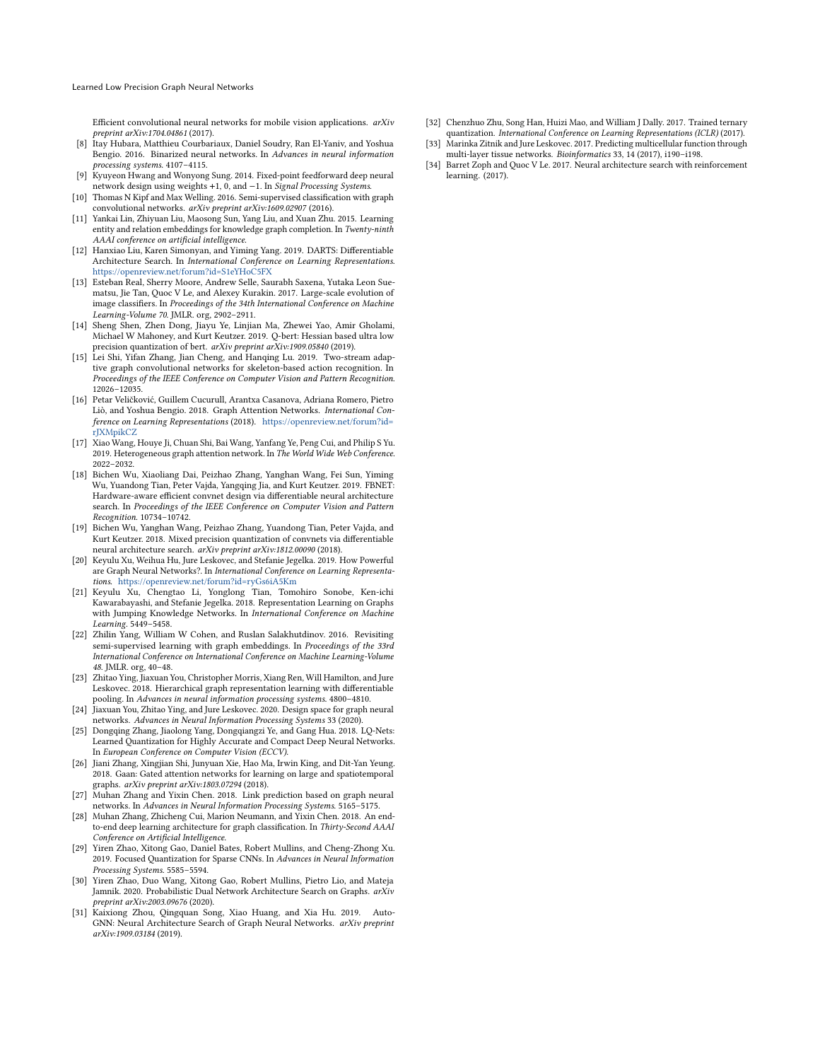Efficient convolutional neural networks for mobile vision applications. *arXiv preprint arXiv:1704.04861* (2017).

[8] Itay Hubara, Matthieu Courbariaux, Daniel Soudry, Ran El-Yaniv, and Yoshua Bengio. 2016. Binarized neural networks. In *Advances in neural information processing systems*. 4107–4115.

[9] Kyuyeon Hwang and Wonyong Sung. 2014. Fixed-point feedforward deep neural network design using weights +1, 0, and −1. In *Signal Processing Systems*.

[10] Thomas N Kipf and Max Welling. 2016. Semi-supervised classification with graph convolutional networks. *arXiv preprint arXiv:1609.02907* (2016).

[11] Yankai Lin, Zhiyuan Liu, Maosong Sun, Yang Liu, and Xuan Zhu. 2015. Learning entity and relation embeddings for knowledge graph completion. In *Twenty-ninth AAAI conference on artificial intelligence*.

[12] Hanxiao Liu, Karen Simonyan, and Yiming Yang. 2019. DARTS: Differentiable Architecture Search. In *International Conference on Learning Representations*. https://openreview.net/forum?id=S1eYHoC5FX

[13] Esteban Real, Sherry Moore, Andrew Selle, Saurabh Saxena, Yutaka Leon Suematsu, Jie Tan, Quoc V Le, and Alexey Kurakin. 2017. Large-scale evolution of image classifiers. In *Proceedings of the 34th International Conference on Machine Learning-Volume 70*. JMLR. org, 2902–2911.

[14] Sheng Shen, Zhen Dong, Jiayu Ye, Linjian Ma, Zhewei Yao, Amir Gholami, Michael W Mahoney, and Kurt Keutzer. 2019. Q-bert: Hessian based ultra low precision quantization of bert. *arXiv preprint arXiv:1909.05840* (2019).

[15] Lei Shi, Yifan Zhang, Jian Cheng, and Hanqing Lu. 2019. Two-stream adaptive graph convolutional networks for skeleton-based action recognition. In *Proceedings of the IEEE Conference on Computer Vision and Pattern Recognition*. 12026–12035.

[16] Petar Veličković, Guillem Cucurull, Arantxa Casanova, Adriana Romero, Pietro Liò, and Yoshua Bengio. 2018. Graph Attention Networks. *International Conference on Learning Representations* (2018). https://openreview.net/forum?id=rJXMpikCZ

[17] Xiao Wang, Houye Ji, Chuan Shi, Bai Wang, Yanfang Ye, Peng Cui, and Philip S Yu. 2019. Heterogeneous graph attention network. In *The World Wide Web Conference*. 2022–2032.

[18] Bichen Wu, Xiaoliang Dai, Peizhao Zhang, Yanghan Wang, Fei Sun, Yiming Wu, Yuandong Tian, Peter Vajda, Yangqing Jia, and Kurt Keutzer. 2019. FBNET: Hardware-aware efficient convnet design via differentiable neural architecture search. In *Proceedings of the IEEE Conference on Computer Vision and Pattern Recognition*. 10734–10742.

[19] Bichen Wu, Yanghan Wang, Peizhao Zhang, Yuandong Tian, Peter Vajda, and Kurt Keutzer. 2018. Mixed precision quantization of convnets via differentiable neural architecture search. *arXiv preprint arXiv:1812.00090* (2018).

[20] Keyulu Xu, Weihua Hu, Jure Leskovec, and Stefanie Jegelka. 2019. How Powerful are Graph Neural Networks?. In *International Conference on Learning Representations*. https://openreview.net/forum?id=ryGs6iA5Km

[21] Keyulu Xu, Chengtao Li, Yonglong Tian, Tomohiro Sonobe, Ken-ichi Kawarabayashi, and Stefanie Jegelka. 2018. Representation Learning on Graphs with Jumping Knowledge Networks. In *International Conference on Machine Learning*. 5449–5458.

[22] Zhilin Yang, William W Cohen, and Ruslan Salakhutdinov. 2016. Revisiting semi-supervised learning with graph embeddings. In *Proceedings of the 33rd International Conference on International Conference on Machine Learning-Volume 48*. JMLR. org, 40–48.

[23] Zhitao Ying, Jiaxuan You, Christopher Morris, Xiang Ren, Will Hamilton, and Jure Leskovec. 2018. Hierarchical graph representation learning with differentiable pooling. In *Advances in neural information processing systems*. 4800–4810.

[24] Jiaxuan You, Zhitao Ying, and Jure Leskovec. 2020. Design space for graph neural networks. *Advances in Neural Information Processing Systems* 33 (2020).

[25] Dongqing Zhang, Jiaolong Yang, Dongqiangzi Ye, and Gang Hua. 2018. LQ-Nets: Learned Quantization for Highly Accurate and Compact Deep Neural Networks. In *European Conference on Computer Vision (ECCV)*.

[26] Jiani Zhang, Xingjian Shi, Junyuan Xie, Hao Ma, Irwin King, and Dit-Yan Yeung. 2018. Gaan: Gated attention networks for learning on large and spatiotemporal graphs. *arXiv preprint arXiv:1803.07294* (2018).

[27] Muhan Zhang and Yixin Chen. 2018. Link prediction based on graph neural networks. In *Advances in Neural Information Processing Systems*. 5165–5175.

[28] Muhan Zhang, Zhicheng Cui, Marion Neumann, and Yixin Chen. 2018. An end-to-end deep learning architecture for graph classification. In *Thirty-Second AAAI Conference on Artificial Intelligence*.

[29] Yiren Zhao, Xitong Gao, Daniel Bates, Robert Mullins, and Cheng-Zhong Xu. 2019. Focused Quantization for Sparse CNNs. In *Advances in Neural Information Processing Systems*. 5585–5594.

[30] Yiren Zhao, Duo Wang, Xitong Gao, Robert Mullins, Pietro Lio, and Mateja Jamnik. 2020. Probabilistic Dual Network Architecture Search on Graphs. *arXiv preprint arXiv:2003.09676* (2020).

[31] Kaixiong Zhou, Qingquan Song, Xiao Huang, and Xia Hu. 2019. Auto-GNN: Neural Architecture Search of Graph Neural Networks. *arXiv preprint arXiv:1909.03184* (2019).

[32] Chenzhuo Zhu, Song Han, Huizi Mao, and William J Dally. 2017. Trained ternary quantization. *International Conference on Learning Representations (ICLR)* (2017).

[33] Marinka Zitnik and Jure Leskovec. 2017. Predicting multicellular function through multi-layer tissue networks. *Bioinformatics* 33, 14 (2017), i190–i198.

[34] Barret Zoph and Quoc V Le. 2017. Neural architecture search with reinforcement learning. (2017).